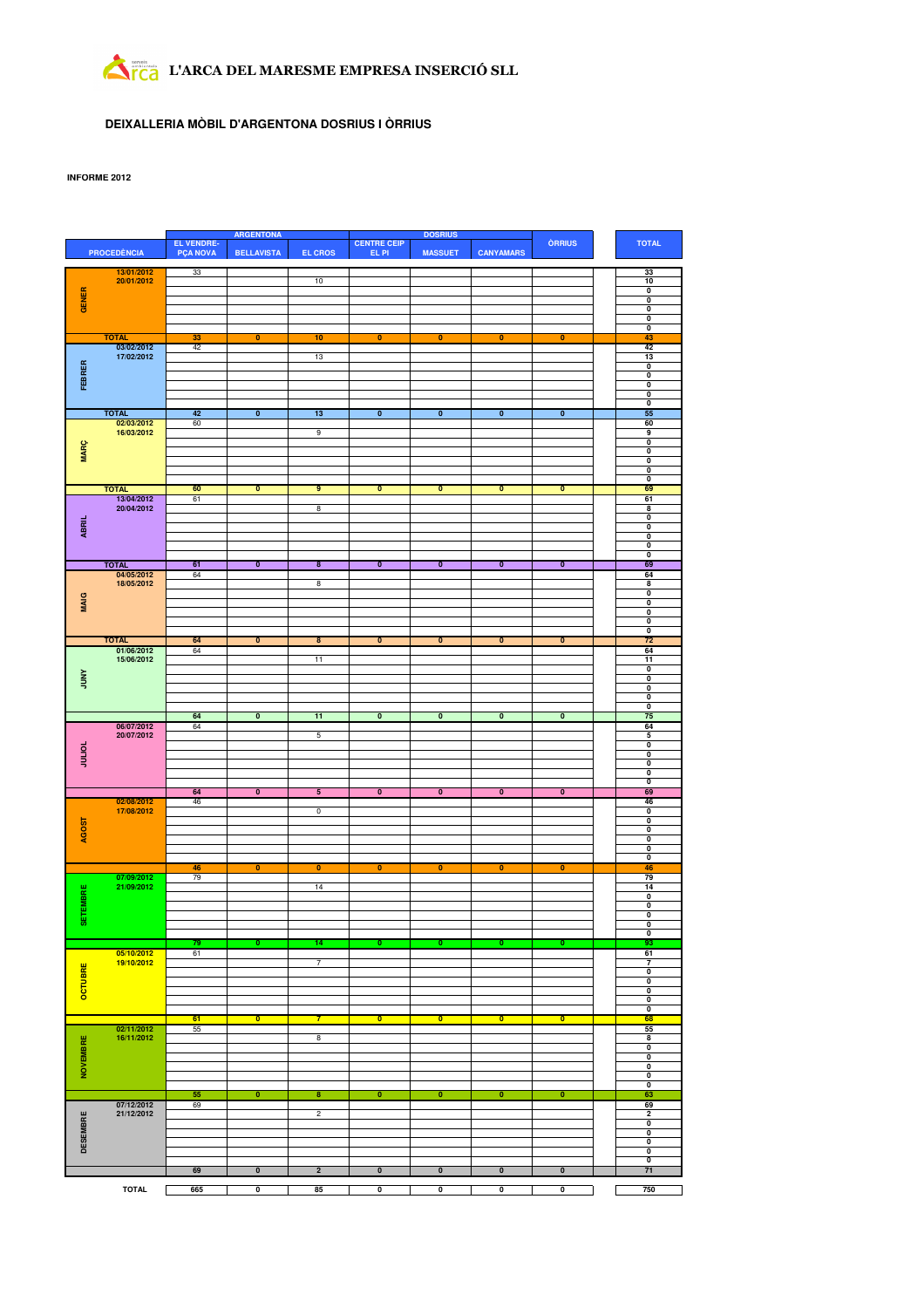**L'ARCA DEL MARESME EMPRESA INSERCIÓ SLL**

## DEIXALLERIA MÒBIL D'ARGENTONA DOSRIUS I ÒRRIUS

**INFORME 2012**

| PROCEDÈNCIA | | ARGENTONA | | | DOSRIUS | | | ÒRRIUS | TOTAL |
|---|---|---|---|---|---|---|---|---|---|
| | | EL VENDRE-PÇA NOVA | BELLAVISTA | EL CROS | CENTRE CEIP EL PI | MASSUET | CANYAMARS | | |
| GENER | 13/01/2012 | 33 | | | | | | | 33 |
| | 20/01/2012 | | | 10 | | | | | 10 |
| | | | | | | | | | 0 |
| | | | | | | | | | 0 |
| | | | | | | | | | 0 |
| | | | | | | | | | 0 |
| | | | | | | | | | 0 |
| | TOTAL | 33 | 0 | 10 | 0 | 0 | 0 | 0 | 43 |
| FEBRER | 03/02/2012 | 42 | | | | | | | 42 |
| | 17/02/2012 | | | 13 | | | | | 13 |
| | | | | | | | | | 0 |
| | | | | | | | | | 0 |
| | | | | | | | | | 0 |
| | | | | | | | | | 0 |
| | | | | | | | | | 0 |
| | TOTAL | 42 | 0 | 13 | 0 | 0 | 0 | 0 | 55 |
| MARÇ | 02/03/2012 | 60 | | | | | | | 60 |
| | 16/03/2012 | | | 9 | | | | | 9 |
| | | | | | | | | | 0 |
| | | | | | | | | | 0 |
| | | | | | | | | | 0 |
| | | | | | | | | | 0 |
| | | | | | | | | | 0 |
| | TOTAL | 60 | 0 | 9 | 0 | 0 | 0 | 0 | 69 |
| ABRIL | 13/04/2012 | 61 | | | | | | | 61 |
| | 20/04/2012 | | | 8 | | | | | 8 |
| | | | | | | | | | 0 |
| | | | | | | | | | 0 |
| | | | | | | | | | 0 |
| | | | | | | | | | 0 |
| | | | | | | | | | 0 |
| | TOTAL | 61 | 0 | 8 | 0 | 0 | 0 | 0 | 69 |
| MAIG | 04/05/2012 | 64 | | | | | | | 64 |
| | 18/05/2012 | | | 8 | | | | | 8 |
| | | | | | | | | | 0 |
| | | | | | | | | | 0 |
| | | | | | | | | | 0 |
| | | | | | | | | | 0 |
| | | | | | | | | | 0 |
| | TOTAL | 64 | 0 | 8 | 0 | 0 | 0 | 0 | 72 |
| JUNY | 01/06/2012 | 64 | | | | | | | 64 |
| | 15/06/2012 | | | 11 | | | | | 11 |
| | | | | | | | | | 0 |
| | | | | | | | | | 0 |
| | | | | | | | | | 0 |
| | | | | | | | | | 0 |
| | | | | | | | | | 0 |
| | | 64 | 0 | 11 | 0 | 0 | 0 | 0 | 75 |
| JULIOL | 06/07/2012 | 64 | | | | | | | 64 |
| | 20/07/2012 | | | 5 | | | | | 5 |
| | | | | | | | | | 0 |
| | | | | | | | | | 0 |
| | | | | | | | | | 0 |
| | | | | | | | | | 0 |
| | | | | | | | | | 0 |
| | | 64 | 0 | 5 | 0 | 0 | 0 | 0 | 69 |
| AGOST | 02/08/2012 | 46 | | | | | | | 46 |
| | 17/08/2012 | | | 0 | | | | | 0 |
| | | | | | | | | | 0 |
| | | | | | | | | | 0 |
| | | | | | | | | | 0 |
| | | | | | | | | | 0 |
| | | | | | | | | | 0 |
| | | 46 | 0 | 0 | 0 | 0 | 0 | 0 | 46 |
| SETEMBRE | 07/09/2012 | 79 | | | | | | | 79 |
| | 21/09/2012 | | | 14 | | | | | 14 |
| | | | | | | | | | 0 |
| | | | | | | | | | 0 |
| | | | | | | | | | 0 |
| | | | | | | | | | 0 |
| | | | | | | | | | 0 |
| | | 79 | 0 | 14 | 0 | 0 | 0 | 0 | 93 |
| OCTUBRE | 05/10/2012 | 61 | | | | | | | 61 |
| | 19/10/2012 | | | 7 | | | | | 7 |
| | | | | | | | | | 0 |
| | | | | | | | | | 0 |
| | | | | | | | | | 0 |
| | | | | | | | | | 0 |
| | | | | | | | | | 0 |
| | | 61 | 0 | 7 | 0 | 0 | 0 | 0 | 68 |
| NOVEMBRE | 02/11/2012 | 55 | | | | | | | 55 |
| | 16/11/2012 | | | 8 | | | | | 8 |
| | | | | | | | | | 0 |
| | | | | | | | | | 0 |
| | | | | | | | | | 0 |
| | | | | | | | | | 0 |
| | | | | | | | | | 0 |
| | | 55 | 0 | 8 | 0 | 0 | 0 | 0 | 63 |
| DESEMBRE | 07/12/2012 | 69 | | | | | | | 69 |
| | 21/12/2012 | | | 2 | | | | | 2 |
| | | | | | | | | | 0 |
| | | | | | | | | | 0 |
| | | | | | | | | | 0 |
| | | | | | | | | | 0 |
| | | | | | | | | | 0 |
| | | 69 | 0 | 2 | 0 | 0 | 0 | 0 | 71 |
| | TOTAL | 665 | 0 | 85 | 0 | 0 | 0 | 0 | 750 |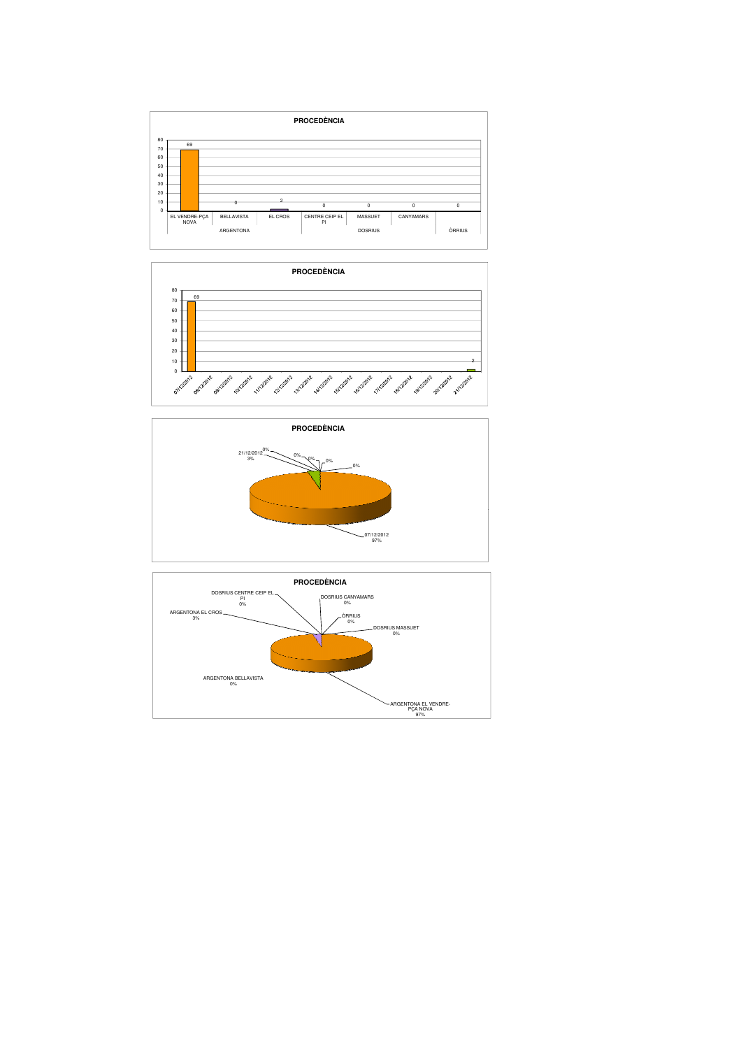## PROCEDÈNCIA

| | | EL VENDRE-PÇA NOVA | BELLAVISTA | EL CROS | CENTRE CEIP EL PI | MASSUET | CANYAMARS | ÒRRIUS |
|---|---|---|---|---|---|---|---|---|
| | | ARGENTONA | | | DOSRIUS | | | ÒRRIUS |
| Valor | | 69 | 0 | 2 | 0 | 0 | 0 | 0 |

## PROCEDÈNCIA

| Data | Valor |
|---|---|
| 07/12/2012 | 69 |
| 08/12/2012 | |
| 09/12/2012 | |
| 10/12/2012 | |
| 11/12/2012 | |
| 12/12/2012 | |
| 13/12/2012 | |
| 14/12/2012 | |
| 15/12/2012 | |
| 16/12/2012 | |
| 17/12/2012 | |
| 18/12/2012 | |
| 19/12/2012 | |
| 20/12/2012 | |
| 21/12/2012 | 2 |

## PROCEDÈNCIA

- 07/12/2012: 97%
- 21/12/2012: 3%
- 0%
- 0%
- 0%
- 0%
- 0%

## PROCEDÈNCIA

- ARGENTONA EL VENDRE-PÇA NOVA: 97%
- ARGENTONA EL CROS: 3%
- ARGENTONA BELLAVISTA: 0%
- DOSRIUS CENTRE CEIP EL PI: 0%
- DOSRIUS CANYAMARS: 0%
- ÒRRIUS: 0%
- DOSRIUS MASSUET: 0%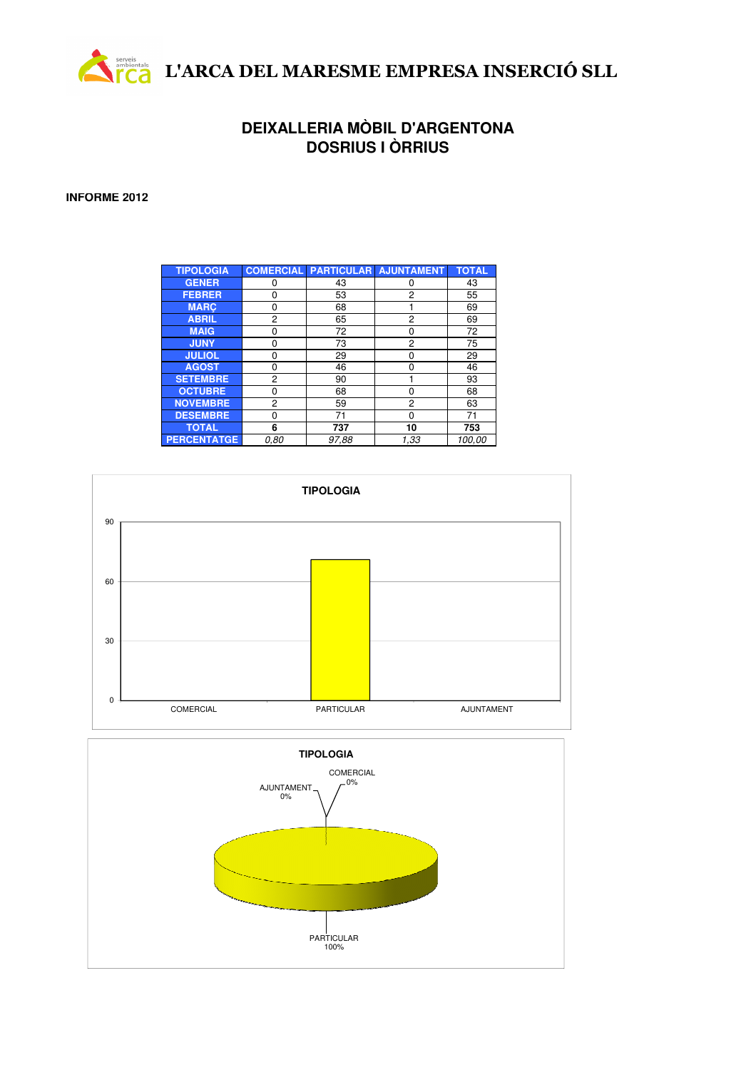**L'ARCA DEL MARESME EMPRESA INSERCIÓ SLL**

## DEIXALLERIA MÒBIL D'ARGENTONA
## DOSRIUS I ÒRRIUS

**INFORME 2012**

| TIPOLOGIA | COMERCIAL | PARTICULAR | AJUNTAMENT | TOTAL |
|---|---|---|---|---|
| GENER | 0 | 43 | 0 | 43 |
| FEBRER | 0 | 53 | 2 | 55 |
| MARÇ | 0 | 68 | 1 | 69 |
| ABRIL | 2 | 65 | 2 | 69 |
| MAIG | 0 | 72 | 0 | 72 |
| JUNY | 0 | 73 | 2 | 75 |
| JULIOL | 0 | 29 | 0 | 29 |
| AGOST | 0 | 46 | 0 | 46 |
| SETEMBRE | 2 | 90 | 1 | 93 |
| OCTUBRE | 0 | 68 | 0 | 68 |
| NOVEMBRE | 2 | 59 | 2 | 63 |
| DESEMBRE | 0 | 71 | 0 | 71 |
| **TOTAL** | **6** | **737** | **10** | **753** |
| **PERCENTATGE** | *0,80* | *97,88* | *1,33* | *100,00* |

**TIPOLOGIA**

**TIPOLOGIA**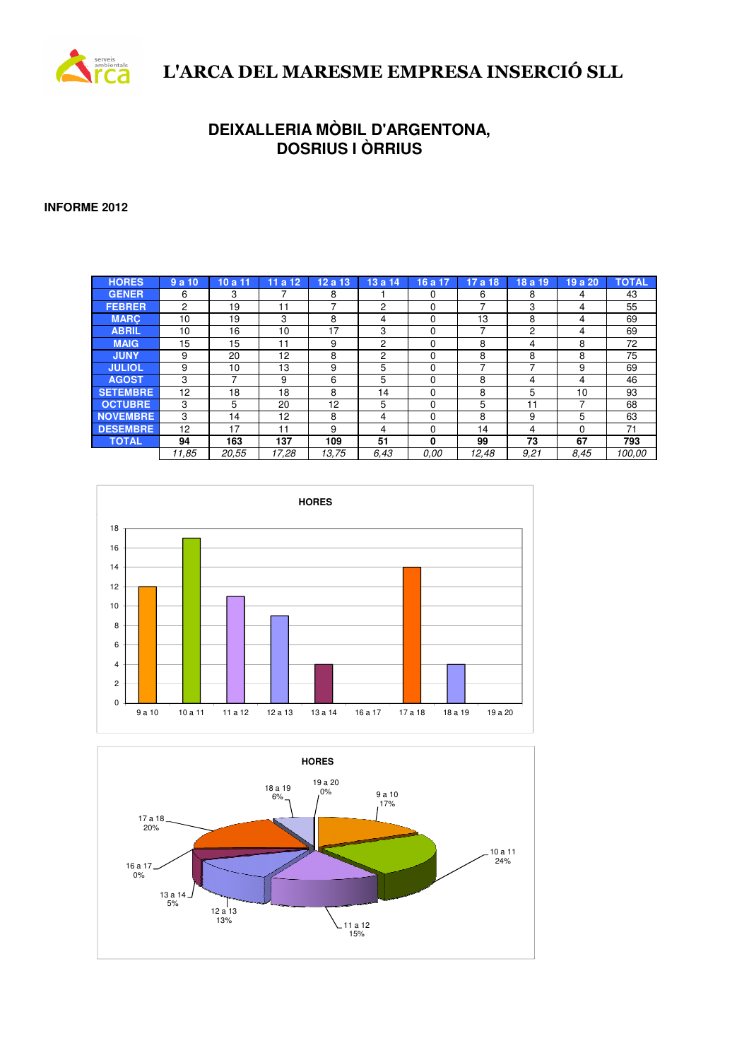# L'ARCA DEL MARESME EMPRESA INSERCIÓ SLL

## DEIXALLERIA MÒBIL D'ARGENTONA, DOSRIUS I ÒRRIUS

**INFORME 2012**

| HORES | 9 a 10 | 10 a 11 | 11 a 12 | 12 a 13 | 13 a 14 | 16 a 17 | 17 a 18 | 18 a 19 | 19 a 20 | TOTAL |
|---|---|---|---|---|---|---|---|---|---|---|
| GENER | 6 | 3 | 7 | 8 | 1 | 0 | 6 | 8 | 4 | 43 |
| FEBRER | 2 | 19 | 11 | 7 | 2 | 0 | 7 | 3 | 4 | 55 |
| MARÇ | 10 | 19 | 3 | 8 | 4 | 0 | 13 | 8 | 4 | 69 |
| ABRIL | 10 | 16 | 10 | 17 | 3 | 0 | 7 | 2 | 4 | 69 |
| MAIG | 15 | 15 | 11 | 9 | 2 | 0 | 8 | 4 | 8 | 72 |
| JUNY | 9 | 20 | 12 | 8 | 2 | 0 | 8 | 8 | 8 | 75 |
| JULIOL | 9 | 10 | 13 | 9 | 5 | 0 | 7 | 7 | 9 | 69 |
| AGOST | 3 | 7 | 9 | 6 | 5 | 0 | 8 | 4 | 4 | 46 |
| SETEMBRE | 12 | 18 | 18 | 8 | 14 | 0 | 8 | 5 | 10 | 93 |
| OCTUBRE | 3 | 5 | 20 | 12 | 5 | 0 | 5 | 11 | 7 | 68 |
| NOVEMBRE | 3 | 14 | 12 | 8 | 4 | 0 | 8 | 9 | 5 | 63 |
| DESEMBRE | 12 | 17 | 11 | 9 | 4 | 0 | 14 | 4 | 0 | 71 |
| **TOTAL** | **94** | **163** | **137** | **109** | **51** | **0** | **99** | **73** | **67** | **793** |
| | *11,85* | *20,55* | *17,28* | *13,75* | *6,43* | *0,00* | *12,48* | *9,21* | *8,45* | *100,00* |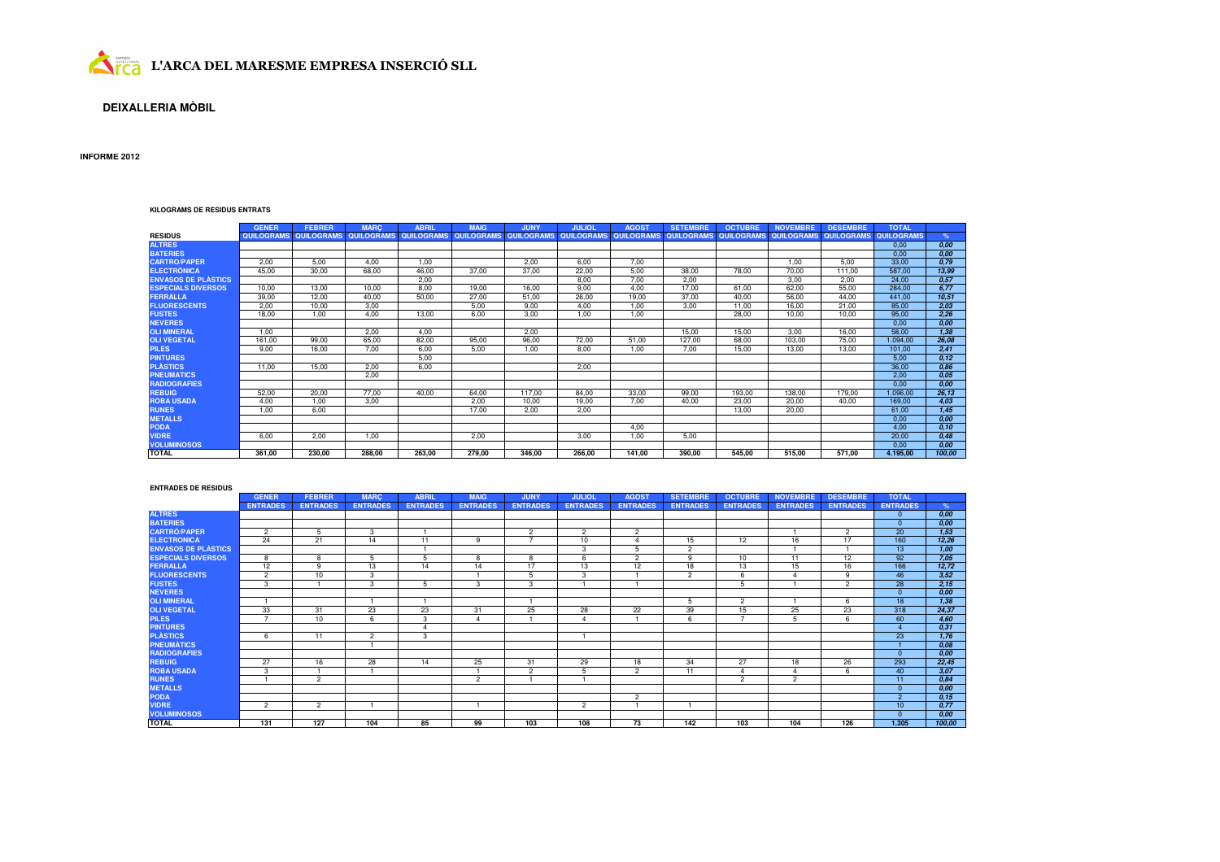**L'ARCA DEL MARESME EMPRESA INSERCIÓ SLL**

## DEIXALLERIA MÒBIL

**INFORME 2012**

#### KILOGRAMS DE RESIDUS ENTRATS

| RESIDUS | GENER | FEBRER | MARÇ | ABRIL | MAIG | JUNY | JULIOL | AGOST | SETEMBRE | OCTUBRE | NOVEMBRE | DESEMBRE | TOTAL | |
|---|---|---|---|---|---|---|---|---|---|---|---|---|---|---|
| | QUILOGRAMS | QUILOGRAMS | QUILOGRAMS | QUILOGRAMS | QUILOGRAMS | QUILOGRAMS | QUILOGRAMS | QUILOGRAMS | QUILOGRAMS | QUILOGRAMS | QUILOGRAMS | QUILOGRAMS | QUILOGRAMS | % |
| ALTRES | | | | | | | | | | | | | 0,00 | *0,00* |
| BATERIES | | | | | | | | | | | | | 0,00 | *0,00* |
| CARTRÓ/PAPER | 2,00 | 5,00 | 4,00 | 1,00 | | 2,00 | 6,00 | 7,00 | | | 1,00 | 5,00 | 33,00 | *0,79* |
| ELECTRÒNICA | 45,00 | 30,00 | 68,00 | 46,00 | 37,00 | 37,00 | 22,00 | 5,00 | 38,00 | 78,00 | 70,00 | 111,00 | 587,00 | *13,99* |
| ENVASOS DE PLÀSTICS | | | | 2,00 | | | 8,00 | 7,00 | 2,00 | | 3,00 | 2,00 | 24,00 | *0,57* |
| ESPECIALS DIVERSOS | 10,00 | 13,00 | 10,00 | 8,00 | 19,00 | 16,00 | 9,00 | 4,00 | 17,00 | 61,00 | 62,00 | 55,00 | 284,00 | *6,77* |
| FERRALLA | 39,00 | 12,00 | 40,00 | 50,00 | 27,00 | 51,00 | 26,00 | 19,00 | 37,00 | 40,00 | 56,00 | 44,00 | 441,00 | *10,51* |
| FLUORESCENTS | 2,00 | 10,00 | 3,00 | | 5,00 | 9,00 | 4,00 | 1,00 | 3,00 | 11,00 | 16,00 | 21,00 | 85,00 | *2,03* |
| FUSTES | 18,00 | 1,00 | 4,00 | 13,00 | 6,00 | 3,00 | 1,00 | 1,00 | | 28,00 | 10,00 | 10,00 | 95,00 | *2,26* |
| NEVERES | | | | | | | | | | | | | 0,00 | *0,00* |
| OLI MINERAL | 1,00 | | 2,00 | 4,00 | | 2,00 | | | 15,00 | 15,00 | 3,00 | 16,00 | 58,00 | *1,38* |
| OLI VEGETAL | 161,00 | 99,00 | 65,00 | 82,00 | 95,00 | 96,00 | 72,00 | 51,00 | 127,00 | 68,00 | 103,00 | 75,00 | 1.094,00 | *26,08* |
| PILES | 9,00 | 16,00 | 7,00 | 6,00 | 5,00 | 1,00 | 8,00 | 1,00 | 7,00 | 15,00 | 13,00 | 13,00 | 101,00 | *2,41* |
| PINTURES | | | | 5,00 | | | | | | | | | 5,00 | *0,12* |
| PLÀSTICS | 11,00 | 15,00 | 2,00 | 6,00 | | | 2,00 | | | | | | 36,00 | *0,86* |
| PNEUMÀTICS | | | 2,00 | | | | | | | | | | 2,00 | *0,05* |
| RADIOGRAFIES | | | | | | | | | | | | | 0,00 | *0,00* |
| REBUIG | 52,00 | 20,00 | 77,00 | 40,00 | 64,00 | 117,00 | 84,00 | 33,00 | 99,00 | 193,00 | 138,00 | 179,00 | 1.096,00 | *26,13* |
| ROBA USADA | 4,00 | 1,00 | 3,00 | | 2,00 | 10,00 | 19,00 | 7,00 | 40,00 | 23,00 | 20,00 | 40,00 | 169,00 | *4,03* |
| RUNES | 1,00 | 6,00 | | | 17,00 | 2,00 | 2,00 | | | 13,00 | 20,00 | | 61,00 | *1,45* |
| METALLS | | | | | | | | | | | | | 0,00 | *0,00* |
| PODA | | | | | | | | 4,00 | | | | | 4,00 | *0,10* |
| VIDRE | 6,00 | 2,00 | 1,00 | | 2,00 | | 3,00 | 1,00 | 5,00 | | | | 20,00 | *0,48* |
| VOLUMINOSOS | | | | | | | | | | | | | 0,00 | *0,00* |
| **TOTAL** | **361,00** | **230,00** | **288,00** | **263,00** | **279,00** | **346,00** | **266,00** | **141,00** | **390,00** | **545,00** | **515,00** | **571,00** | **4.195,00** | ***100,00*** |

#### ENTRADES DE RESIDUS

| | GENER | FEBRER | MARÇ | ABRIL | MAIG | JUNY | JULIOL | AGOST | SETEMBRE | OCTUBRE | NOVEMBRE | DESEMBRE | TOTAL | |
|---|---|---|---|---|---|---|---|---|---|---|---|---|---|---|
| | ENTRADES | ENTRADES | ENTRADES | ENTRADES | ENTRADES | ENTRADES | ENTRADES | ENTRADES | ENTRADES | ENTRADES | ENTRADES | ENTRADES | ENTRADES | % |
| ALTRES | | | | | | | | | | | | | 0 | *0,00* |
| BATERIES | | | | | | | | | | | | | 0 | *0,00* |
| CARTRÓ/PAPER | 2 | 5 | 3 | 1 | | 2 | 2 | 2 | | | 1 | 2 | 20 | *1,53* |
| ELECTRÒNICA | 24 | 21 | 14 | 11 | 9 | 7 | 10 | 4 | 15 | 12 | 16 | 17 | 160 | *12,26* |
| ENVASOS DE PLÀSTICS | | | | 1 | | | 3 | 5 | 2 | | 1 | 1 | 13 | *1,00* |
| ESPECIALS DIVERSOS | 8 | 8 | 5 | 5 | 8 | 8 | 6 | 2 | 9 | 10 | 11 | 12 | 92 | *7,05* |
| FERRALLA | 12 | 9 | 13 | 14 | 14 | 17 | 13 | 12 | 18 | 13 | 15 | 16 | 166 | *12,72* |
| FLUORESCENTS | 2 | 10 | 3 | | 1 | 5 | 3 | 1 | 2 | 6 | 4 | 9 | 46 | *3,52* |
| FUSTES | 3 | 1 | 3 | 5 | 3 | 3 | 1 | 1 | | 5 | 1 | 2 | 28 | *2,15* |
| NEVERES | | | | | | | | | | | | | 0 | *0,00* |
| OLI MINERAL | 1 | | 1 | 1 | | 1 | | | 5 | 2 | 1 | 6 | 18 | *1,38* |
| OLI VEGETAL | 33 | 31 | 23 | 23 | 31 | 25 | 28 | 22 | 39 | 15 | 25 | 23 | 318 | *24,37* |
| PILES | 7 | 10 | 6 | 3 | 4 | 1 | 4 | 1 | 6 | 7 | 5 | 6 | 60 | *4,60* |
| PINTURES | | | | 4 | | | | | | | | | 4 | *0,31* |
| PLÀSTICS | 6 | 11 | 2 | 3 | | | 1 | | | | | | 23 | *1,76* |
| PNEUMÀTICS | | | 1 | | | | | | | | | | 1 | *0,08* |
| RADIOGRAFIES | | | | | | | | | | | | | 0 | *0,00* |
| REBUIG | 27 | 16 | 28 | 14 | 25 | 31 | 29 | 18 | 34 | 27 | 18 | 26 | 293 | *22,45* |
| ROBA USADA | 3 | 1 | 1 | | 1 | 2 | 5 | 2 | 11 | 4 | 4 | 6 | 40 | *3,07* |
| RUNES | 1 | 2 | | | 2 | 1 | 1 | | | 2 | 2 | | 11 | *0,84* |
| METALLS | | | | | | | | | | | | | 0 | *0,00* |
| PODA | | | | | | | | 2 | | | | | 2 | *0,15* |
| VIDRE | 2 | 2 | 1 | | 1 | | 2 | 1 | 1 | | | | 10 | *0,77* |
| VOLUMINOSOS | | | | | | | | | | | | | 0 | *0,00* |
| **TOTAL** | **131** | **127** | **104** | **85** | **99** | **103** | **108** | **73** | **142** | **103** | **104** | **126** | **1.305** | ***100,00*** |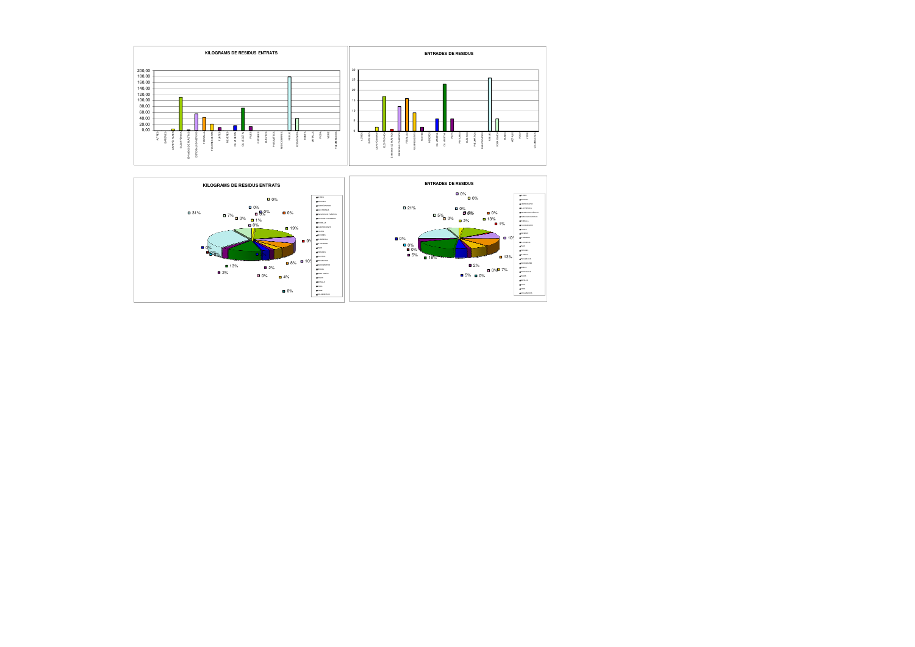**KILOGRAMS DE RESIDUS ENTRATS**

200,00
180,00
160,00
140,00
120,00
100,00
80,00
60,00
40,00
20,00
0,00

ALTRES
BATERIES
CARTRONATGE
ELECTRÒNICA
ENVASOS DE PLÀSTIC
ESPECIALS DIVERSOS
FERRALLA
FLUORESCENTS
FUSTA
NEVERES
OLI MINERAL
OLI VEGETAL
PILES
PINTURES
PLÀSTICS
PNEUMÀTICS
RADIOGRAFIES
RUNA
ROBA USADA
TÒNERS
METALLS
PODA
VIDRE
VOLUMINOSOS

**ENTRADES DE RESIDUS**

30
25
20
15
10
5
0

ACTRES
BATERIES
CARTRONATGE
ELECTRÒNICA
ENVASOS DE PLÀSTIC
ESPECIALS DIVERSOS
FERRALLA
FLUORESCENTS
FUSTA
NEVERES
OLI MINERAL
OLI VEGETAL
PILES
PINTURES
PLÀSTICS
PNEUMÀTICS
RADIOGRAFIES
RUNA
ROBA USADA
TÒNERS
METALLS
PODA
VIDRE
VOLUMINOSOS

**KILOGRAMS DE RESIDUS ENTRATS**

0%
0%
31%
7%
0%
0%
0%
1%
0%
0%
19%
0%
0%
0%
8%
10%
13%
2%
2%
0%
4%
0%

**ENTRADES DE RESIDUS**

0%
0%
21%
0%
5%
0%
0%
0%
2%
13%
0%
1%
0%
10%
0%
0%
5%
18%
13%
2%
0%
7%
5%
0%